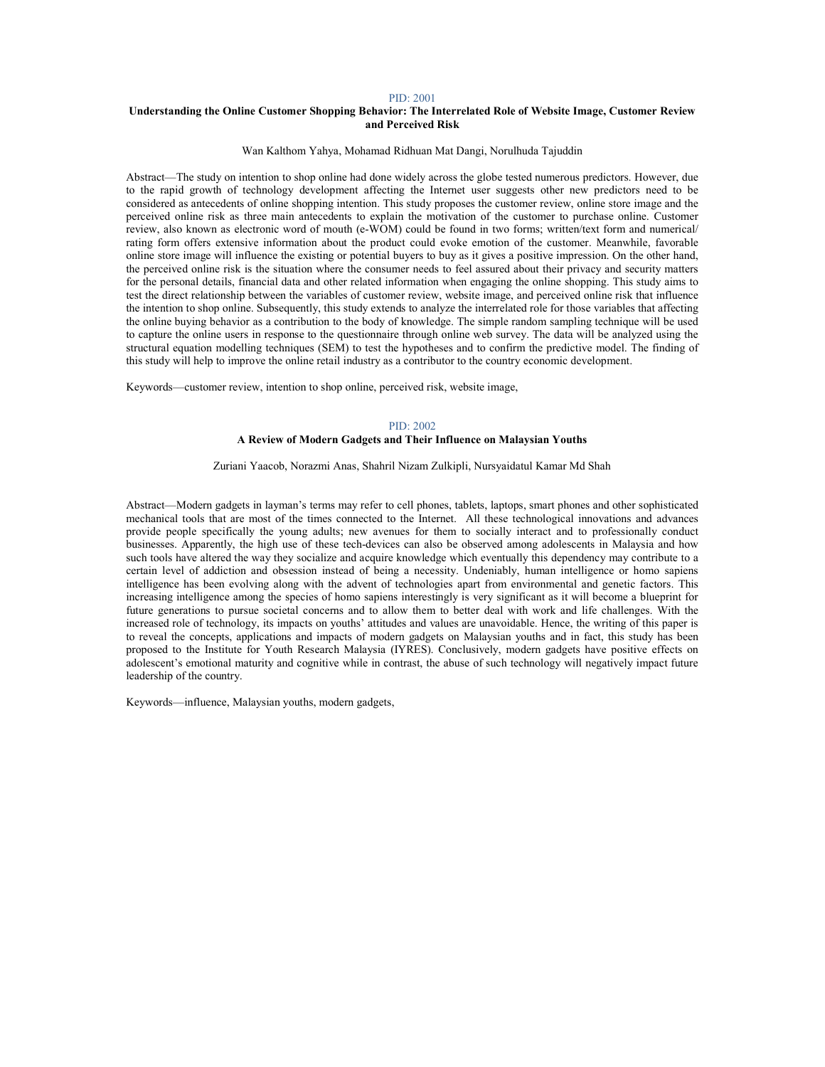PID: 2001

## Understanding the Online Customer Shopping Behavior: The Interrelated Role of Website Image, Customer Review and Perceived Risk

Wan Kalthom Yahya, Mohamad Ridhuan Mat Dangi, Norulhuda Tajuddin

Abstract—The study on intention to shop online had done widely across the globe tested numerous predictors. However, due to the rapid growth of technology development affecting the Internet user suggests other new predictors need to be considered as antecedents of online shopping intention. This study proposes the customer review, online store image and the perceived online risk as three main antecedents to explain the motivation of the customer to purchase online. Customer review, also known as electronic word of mouth (e-WOM) could be found in two forms; written/text form and numerical/ rating form offers extensive information about the product could evoke emotion of the customer. Meanwhile, favorable online store image will influence the existing or potential buyers to buy as it gives a positive impression. On the other hand, the perceived online risk is the situation where the consumer needs to feel assured about their privacy and security matters for the personal details, financial data and other related information when engaging the online shopping. This study aims to test the direct relationship between the variables of customer review, website image, and perceived online risk that influence the intention to shop online. Subsequently, this study extends to analyze the interrelated role for those variables that affecting the online buying behavior as a contribution to the body of knowledge. The simple random sampling technique will be used to capture the online users in response to the questionnaire through online web survey. The data will be analyzed using the structural equation modelling techniques (SEM) to test the hypotheses and to confirm the predictive model. The finding of this study will help to improve the online retail industry as a contributor to the country economic development.

Keywords—customer review, intention to shop online, perceived risk, website image,

PID: 2002

## A Review of Modern Gadgets and Their Influence on Malaysian Youths

Zuriani Yaacob, Norazmi Anas, Shahril Nizam Zulkipli, Nursyaidatul Kamar Md Shah

Abstract—Modern gadgets in layman's terms may refer to cell phones, tablets, laptops, smart phones and other sophisticated mechanical tools that are most of the times connected to the Internet. All these technological innovations and advances provide people specifically the young adults; new avenues for them to socially interact and to professionally conduct businesses. Apparently, the high use of these tech-devices can also be observed among adolescents in Malaysia and how such tools have altered the way they socialize and acquire knowledge which eventually this dependency may contribute to a certain level of addiction and obsession instead of being a necessity. Undeniably, human intelligence or homo sapiens intelligence has been evolving along with the advent of technologies apart from environmental and genetic factors. This increasing intelligence among the species of homo sapiens interestingly is very significant as it will become a blueprint for future generations to pursue societal concerns and to allow them to better deal with work and life challenges. With the increased role of technology, its impacts on youths' attitudes and values are unavoidable. Hence, the writing of this paper is to reveal the concepts, applications and impacts of modern gadgets on Malaysian youths and in fact, this study has been proposed to the Institute for Youth Research Malaysia (IYRES). Conclusively, modern gadgets have positive effects on adolescent's emotional maturity and cognitive while in contrast, the abuse of such technology will negatively impact future leadership of the country.

Keywords—influence, Malaysian youths, modern gadgets,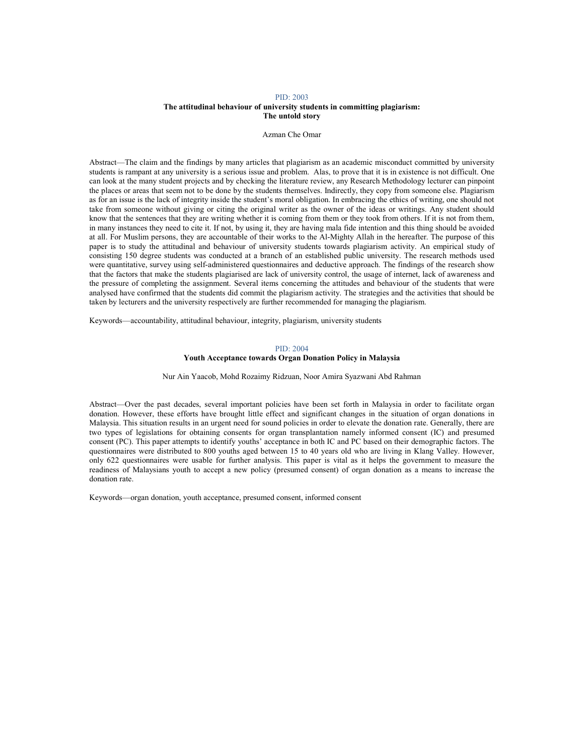PID: 2003

**The attitudinal behaviour of university students in committing plagiarism: The untold story**

Azman Che Omar

Abstract—The claim and the findings by many articles that plagiarism as an academic misconduct committed by university students is rampant at any university is a serious issue and problem. Alas, to prove that it is in existence is not difficult. One can look at the many student projects and by checking the literature review, any Research Methodology lecturer can pinpoint the places or areas that seem not to be done by the students themselves. Indirectly, they copy from someone else. Plagiarism as for an issue is the lack of integrity inside the student's moral obligation. In embracing the ethics of writing, one should not take from someone without giving or citing the original writer as the owner of the ideas or writings. Any student should know that the sentences that they are writing whether it is coming from them or they took from others. If it is not from them, in many instances they need to cite it. If not, by using it, they are having mala fide intention and this thing should be avoided at all. For Muslim persons, they are accountable of their works to the Al-Mighty Allah in the hereafter. The purpose of this paper is to study the attitudinal and behaviour of university students towards plagiarism activity. An empirical study of consisting 150 degree students was conducted at a branch of an established public university. The research methods used were quantitative, survey using self-administered questionnaires and deductive approach. The findings of the research show that the factors that make the students plagiarised are lack of university control, the usage of internet, lack of awareness and the pressure of completing the assignment. Several items concerning the attitudes and behaviour of the students that were analysed have confirmed that the students did commit the plagiarism activity. The strategies and the activities that should be taken by lecturers and the university respectively are further recommended for managing the plagiarism.

Keywords—accountability, attitudinal behaviour, integrity, plagiarism, university students

PID: 2004

**Youth Acceptance towards Organ Donation Policy in Malaysia**

Nur Ain Yaacob, Mohd Rozaimy Ridzuan, Noor Amira Syazwani Abd Rahman

Abstract—Over the past decades, several important policies have been set forth in Malaysia in order to facilitate organ donation. However, these efforts have brought little effect and significant changes in the situation of organ donations in Malaysia. This situation results in an urgent need for sound policies in order to elevate the donation rate. Generally, there are two types of legislations for obtaining consents for organ transplantation namely informed consent (IC) and presumed consent (PC). This paper attempts to identify youths' acceptance in both IC and PC based on their demographic factors. The questionnaires were distributed to 800 youths aged between 15 to 40 years old who are living in Klang Valley. However, only 622 questionnaires were usable for further analysis. This paper is vital as it helps the government to measure the readiness of Malaysians youth to accept a new policy (presumed consent) of organ donation as a means to increase the donation rate.

Keywords—organ donation, youth acceptance, presumed consent, informed consent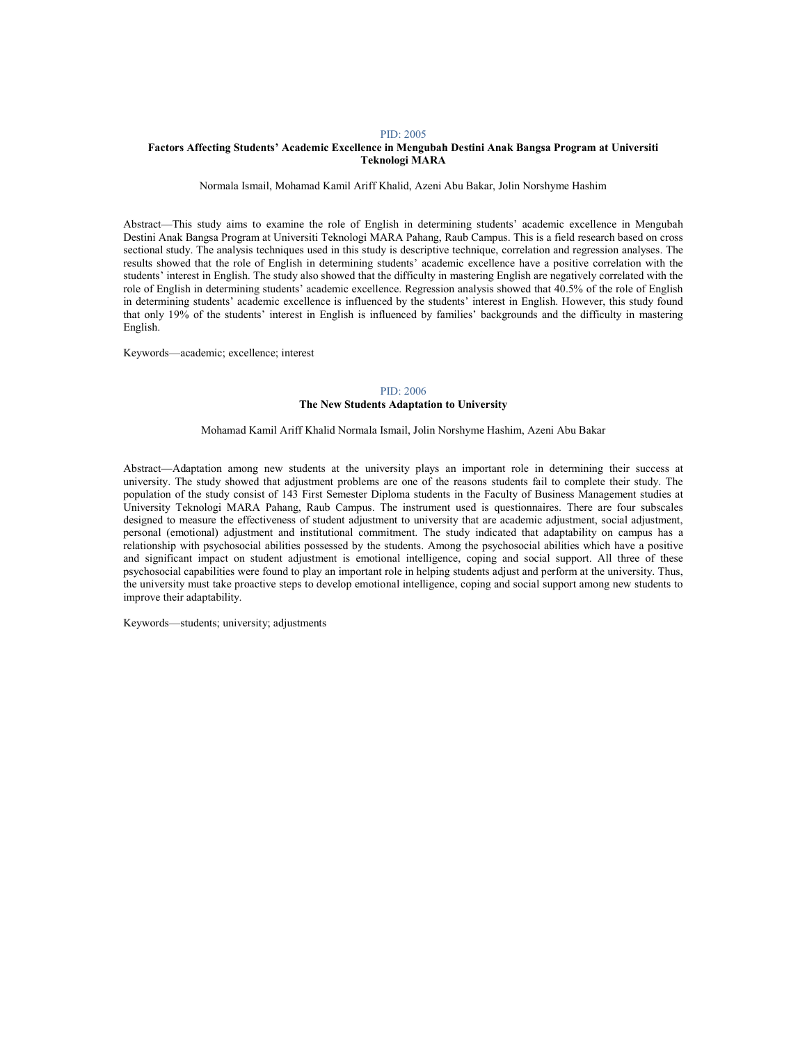PID: 2005

## Factors Affecting Students' Academic Excellence in Mengubah Destini Anak Bangsa Program at Universiti Teknologi MARA

Normala Ismail, Mohamad Kamil Ariff Khalid, Azeni Abu Bakar, Jolin Norshyme Hashim

Abstract—This study aims to examine the role of English in determining students' academic excellence in Mengubah Destini Anak Bangsa Program at Universiti Teknologi MARA Pahang, Raub Campus. This is a field research based on cross sectional study. The analysis techniques used in this study is descriptive technique, correlation and regression analyses. The results showed that the role of English in determining students' academic excellence have a positive correlation with the students' interest in English. The study also showed that the difficulty in mastering English are negatively correlated with the role of English in determining students' academic excellence. Regression analysis showed that 40.5% of the role of English in determining students' academic excellence is influenced by the students' interest in English. However, this study found that only 19% of the students' interest in English is influenced by families' backgrounds and the difficulty in mastering English.

Keywords—academic; excellence; interest

PID: 2006

## The New Students Adaptation to University

Mohamad Kamil Ariff Khalid Normala Ismail, Jolin Norshyme Hashim, Azeni Abu Bakar

Abstract—Adaptation among new students at the university plays an important role in determining their success at university. The study showed that adjustment problems are one of the reasons students fail to complete their study. The population of the study consist of 143 First Semester Diploma students in the Faculty of Business Management studies at University Teknologi MARA Pahang, Raub Campus. The instrument used is questionnaires. There are four subscales designed to measure the effectiveness of student adjustment to university that are academic adjustment, social adjustment, personal (emotional) adjustment and institutional commitment. The study indicated that adaptability on campus has a relationship with psychosocial abilities possessed by the students. Among the psychosocial abilities which have a positive and significant impact on student adjustment is emotional intelligence, coping and social support. All three of these psychosocial capabilities were found to play an important role in helping students adjust and perform at the university. Thus, the university must take proactive steps to develop emotional intelligence, coping and social support among new students to improve their adaptability.

Keywords—students; university; adjustments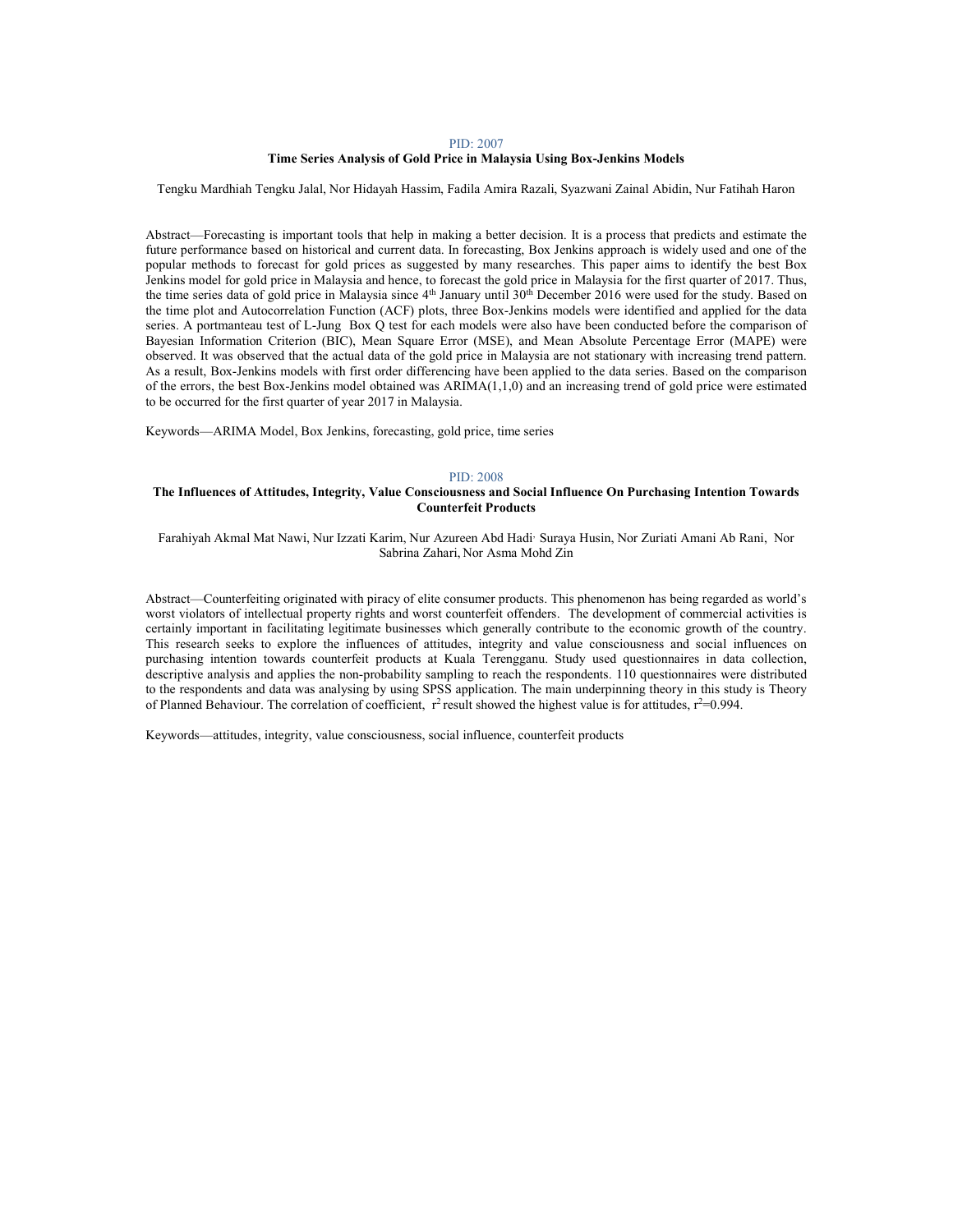PID: 2007

## Time Series Analysis of Gold Price in Malaysia Using Box-Jenkins Models

Tengku Mardhiah Tengku Jalal, Nor Hidayah Hassim, Fadila Amira Razali, Syazwani Zainal Abidin, Nur Fatihah Haron

Abstract—Forecasting is important tools that help in making a better decision. It is a process that predicts and estimate the future performance based on historical and current data. In forecasting, Box Jenkins approach is widely used and one of the popular methods to forecast for gold prices as suggested by many researches. This paper aims to identify the best Box Jenkins model for gold price in Malaysia and hence, to forecast the gold price in Malaysia for the first quarter of 2017. Thus, the time series data of gold price in Malaysia since 4th January until 30th December 2016 were used for the study. Based on the time plot and Autocorrelation Function (ACF) plots, three Box-Jenkins models were identified and applied for the data series. A portmanteau test of L-Jung Box Q test for each models were also have been conducted before the comparison of Bayesian Information Criterion (BIC), Mean Square Error (MSE), and Mean Absolute Percentage Error (MAPE) were observed. It was observed that the actual data of the gold price in Malaysia are not stationary with increasing trend pattern. As a result, Box-Jenkins models with first order differencing have been applied to the data series. Based on the comparison of the errors, the best Box-Jenkins model obtained was ARIMA(1,1,0) and an increasing trend of gold price were estimated to be occurred for the first quarter of year 2017 in Malaysia.

Keywords—ARIMA Model, Box Jenkins, forecasting, gold price, time series

PID: 2008

## The Influences of Attitudes, Integrity, Value Consciousness and Social Influence On Purchasing Intention Towards Counterfeit Products

Farahiyah Akmal Mat Nawi, Nur Izzati Karim, Nur Azureen Abd Hadi, Suraya Husin, Nor Zuriati Amani Ab Rani, Nor Sabrina Zahari, Nor Asma Mohd Zin

Abstract—Counterfeiting originated with piracy of elite consumer products. This phenomenon has being regarded as world's worst violators of intellectual property rights and worst counterfeit offenders. The development of commercial activities is certainly important in facilitating legitimate businesses which generally contribute to the economic growth of the country. This research seeks to explore the influences of attitudes, integrity and value consciousness and social influences on purchasing intention towards counterfeit products at Kuala Terengganu. Study used questionnaires in data collection, descriptive analysis and applies the non-probability sampling to reach the respondents. 110 questionnaires were distributed to the respondents and data was analysing by using SPSS application. The main underpinning theory in this study is Theory of Planned Behaviour. The correlation of coefficient, $r^2$ result showed the highest value is for attitudes, $r^2$=0.994.

Keywords—attitudes, integrity, value consciousness, social influence, counterfeit products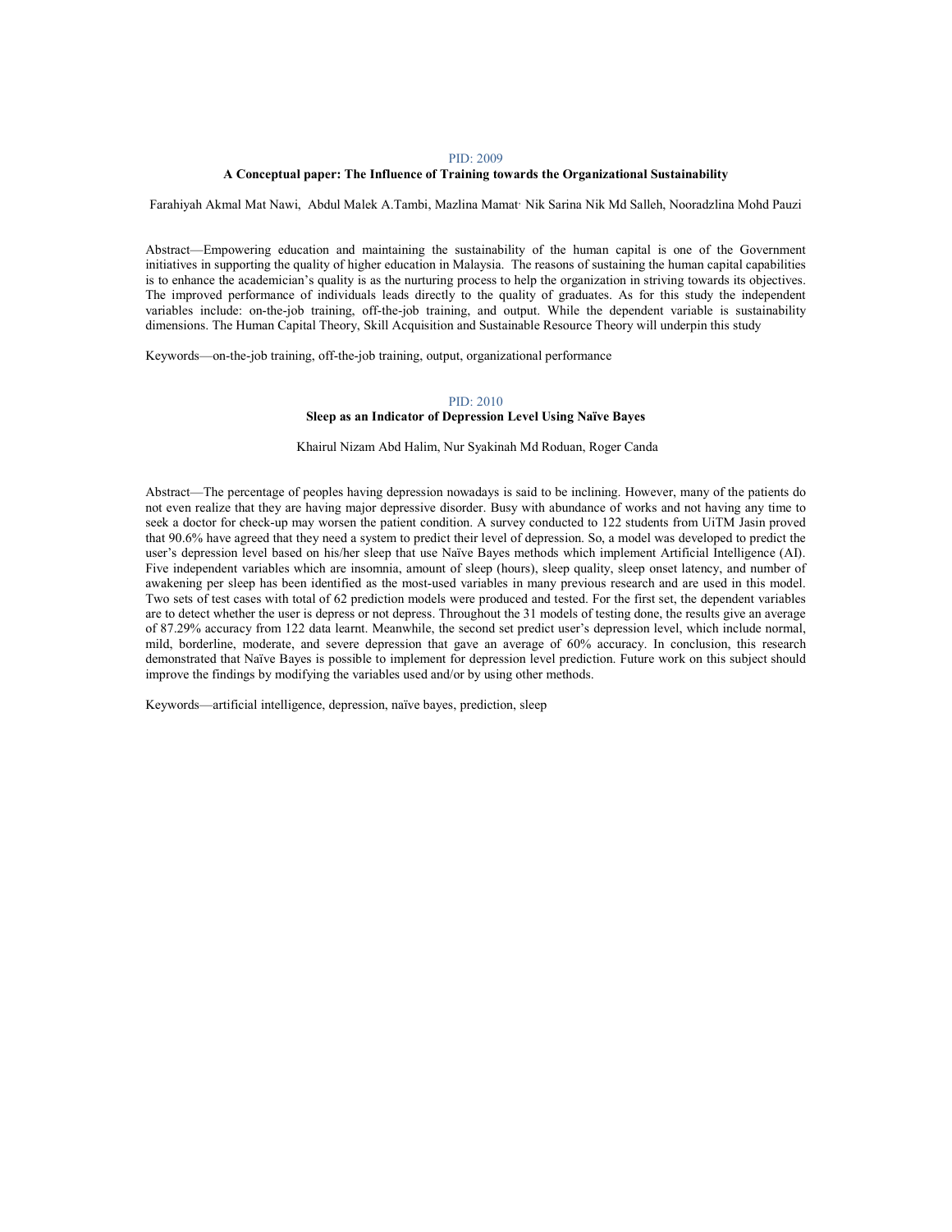PID: 2009

### A Conceptual paper: The Influence of Training towards the Organizational Sustainability

Farahiyah Akmal Mat Nawi, Abdul Malek A.Tambi, Mazlina Mamat, Nik Sarina Nik Md Salleh, Nooradzlina Mohd Pauzi

Abstract—Empowering education and maintaining the sustainability of the human capital is one of the Government initiatives in supporting the quality of higher education in Malaysia. The reasons of sustaining the human capital capabilities is to enhance the academician's quality is as the nurturing process to help the organization in striving towards its objectives. The improved performance of individuals leads directly to the quality of graduates. As for this study the independent variables include: on-the-job training, off-the-job training, and output. While the dependent variable is sustainability dimensions. The Human Capital Theory, Skill Acquisition and Sustainable Resource Theory will underpin this study

Keywords—on-the-job training, off-the-job training, output, organizational performance

PID: 2010

### Sleep as an Indicator of Depression Level Using Naïve Bayes

Khairul Nizam Abd Halim, Nur Syakinah Md Roduan, Roger Canda

Abstract—The percentage of peoples having depression nowadays is said to be inclining. However, many of the patients do not even realize that they are having major depressive disorder. Busy with abundance of works and not having any time to seek a doctor for check-up may worsen the patient condition. A survey conducted to 122 students from UiTM Jasin proved that 90.6% have agreed that they need a system to predict their level of depression. So, a model was developed to predict the user's depression level based on his/her sleep that use Naïve Bayes methods which implement Artificial Intelligence (AI). Five independent variables which are insomnia, amount of sleep (hours), sleep quality, sleep onset latency, and number of awakening per sleep has been identified as the most-used variables in many previous research and are used in this model. Two sets of test cases with total of 62 prediction models were produced and tested. For the first set, the dependent variables are to detect whether the user is depress or not depress. Throughout the 31 models of testing done, the results give an average of 87.29% accuracy from 122 data learnt. Meanwhile, the second set predict user's depression level, which include normal, mild, borderline, moderate, and severe depression that gave an average of 60% accuracy. In conclusion, this research demonstrated that Naïve Bayes is possible to implement for depression level prediction. Future work on this subject should improve the findings by modifying the variables used and/or by using other methods.

Keywords—artificial intelligence, depression, naïve bayes, prediction, sleep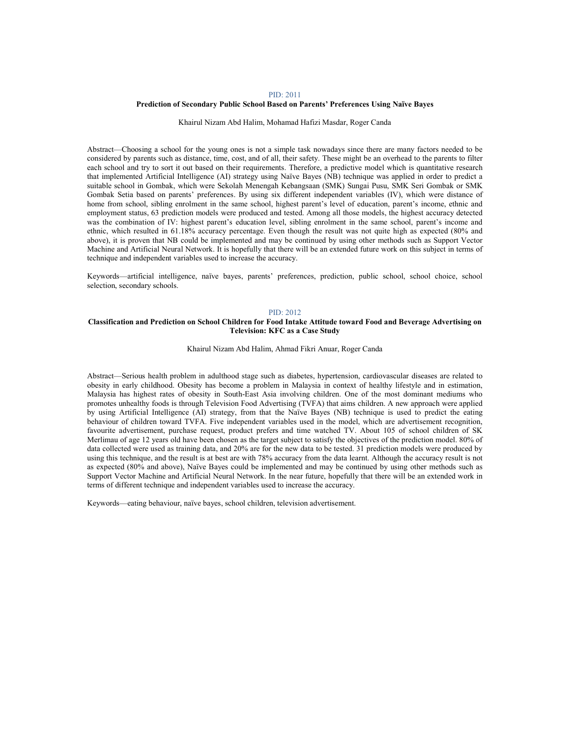PID: 2011

### Prediction of Secondary Public School Based on Parents' Preferences Using Naïve Bayes

Khairul Nizam Abd Halim, Mohamad Hafizi Masdar, Roger Canda

Abstract—Choosing a school for the young ones is not a simple task nowadays since there are many factors needed to be considered by parents such as distance, time, cost, and of all, their safety. These might be an overhead to the parents to filter each school and try to sort it out based on their requirements. Therefore, a predictive model which is quantitative research that implemented Artificial Intelligence (AI) strategy using Naïve Bayes (NB) technique was applied in order to predict a suitable school in Gombak, which were Sekolah Menengah Kebangsaan (SMK) Sungai Pusu, SMK Seri Gombak or SMK Gombak Setia based on parents' preferences. By using six different independent variables (IV), which were distance of home from school, sibling enrolment in the same school, highest parent's level of education, parent's income, ethnic and employment status, 63 prediction models were produced and tested. Among all those models, the highest accuracy detected was the combination of IV: highest parent's education level, sibling enrolment in the same school, parent's income and ethnic, which resulted in 61.18% accuracy percentage. Even though the result was not quite high as expected (80% and above), it is proven that NB could be implemented and may be continued by using other methods such as Support Vector Machine and Artificial Neural Network. It is hopefully that there will be an extended future work on this subject in terms of technique and independent variables used to increase the accuracy.

Keywords—artificial intelligence, naïve bayes, parents' preferences, prediction, public school, school choice, school selection, secondary schools.

PID: 2012

### Classification and Prediction on School Children for Food Intake Attitude toward Food and Beverage Advertising on Television: KFC as a Case Study

Khairul Nizam Abd Halim, Ahmad Fikri Anuar, Roger Canda

Abstract—Serious health problem in adulthood stage such as diabetes, hypertension, cardiovascular diseases are related to obesity in early childhood. Obesity has become a problem in Malaysia in context of healthy lifestyle and in estimation, Malaysia has highest rates of obesity in South-East Asia involving children. One of the most dominant mediums who promotes unhealthy foods is through Television Food Advertising (TVFA) that aims children. A new approach were applied by using Artificial Intelligence (AI) strategy, from that the Naïve Bayes (NB) technique is used to predict the eating behaviour of children toward TVFA. Five independent variables used in the model, which are advertisement recognition, favourite advertisement, purchase request, product prefers and time watched TV. About 105 of school children of SK Merlimau of age 12 years old have been chosen as the target subject to satisfy the objectives of the prediction model. 80% of data collected were used as training data, and 20% are for the new data to be tested. 31 prediction models were produced by using this technique, and the result is at best are with 78% accuracy from the data learnt. Although the accuracy result is not as expected (80% and above), Naïve Bayes could be implemented and may be continued by using other methods such as Support Vector Machine and Artificial Neural Network. In the near future, hopefully that there will be an extended work in terms of different technique and independent variables used to increase the accuracy.

Keywords—eating behaviour, naïve bayes, school children, television advertisement.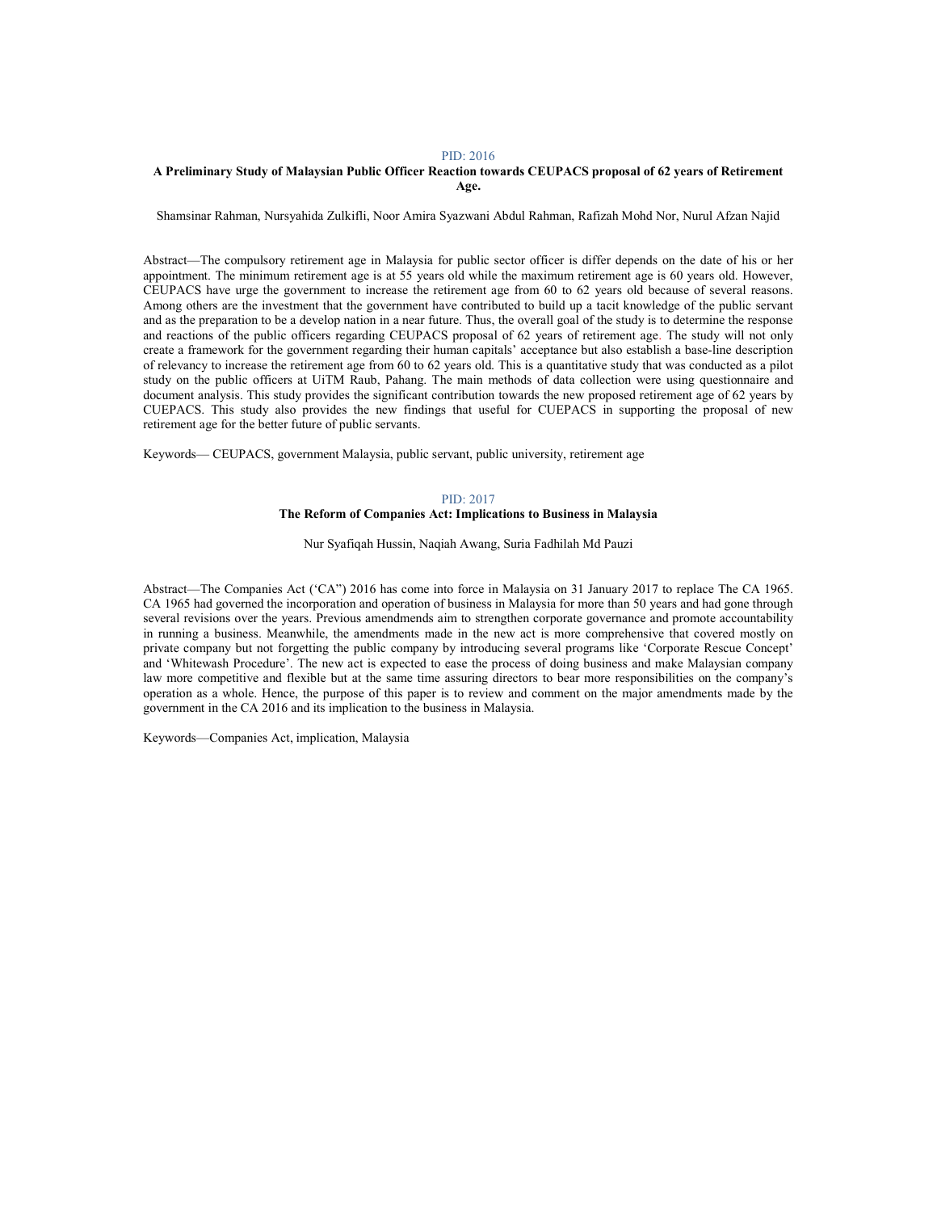PID: 2016

**A Preliminary Study of Malaysian Public Officer Reaction towards CEUPACS proposal of 62 years of Retirement Age.**

Shamsinar Rahman, Nursyahida Zulkifli, Noor Amira Syazwani Abdul Rahman, Rafizah Mohd Nor, Nurul Afzan Najid

Abstract—The compulsory retirement age in Malaysia for public sector officer is differ depends on the date of his or her appointment. The minimum retirement age is at 55 years old while the maximum retirement age is 60 years old. However, CEUPACS have urge the government to increase the retirement age from 60 to 62 years old because of several reasons. Among others are the investment that the government have contributed to build up a tacit knowledge of the public servant and as the preparation to be a develop nation in a near future. Thus, the overall goal of the study is to determine the response and reactions of the public officers regarding CEUPACS proposal of 62 years of retirement age. The study will not only create a framework for the government regarding their human capitals' acceptance but also establish a base-line description of relevancy to increase the retirement age from 60 to 62 years old. This is a quantitative study that was conducted as a pilot study on the public officers at UiTM Raub, Pahang. The main methods of data collection were using questionnaire and document analysis. This study provides the significant contribution towards the new proposed retirement age of 62 years by CUEPACS. This study also provides the new findings that useful for CUEPACS in supporting the proposal of new retirement age for the better future of public servants.

Keywords— CEUPACS, government Malaysia, public servant, public university, retirement age

PID: 2017

**The Reform of Companies Act: Implications to Business in Malaysia**

Nur Syafiqah Hussin, Naqiah Awang, Suria Fadhilah Md Pauzi

Abstract—The Companies Act ('CA") 2016 has come into force in Malaysia on 31 January 2017 to replace The CA 1965. CA 1965 had governed the incorporation and operation of business in Malaysia for more than 50 years and had gone through several revisions over the years. Previous amendmends aim to strengthen corporate governance and promote accountability in running a business. Meanwhile, the amendments made in the new act is more comprehensive that covered mostly on private company but not forgetting the public company by introducing several programs like 'Corporate Rescue Concept' and 'Whitewash Procedure'. The new act is expected to ease the process of doing business and make Malaysian company law more competitive and flexible but at the same time assuring directors to bear more responsibilities on the company's operation as a whole. Hence, the purpose of this paper is to review and comment on the major amendments made by the government in the CA 2016 and its implication to the business in Malaysia.

Keywords—Companies Act, implication, Malaysia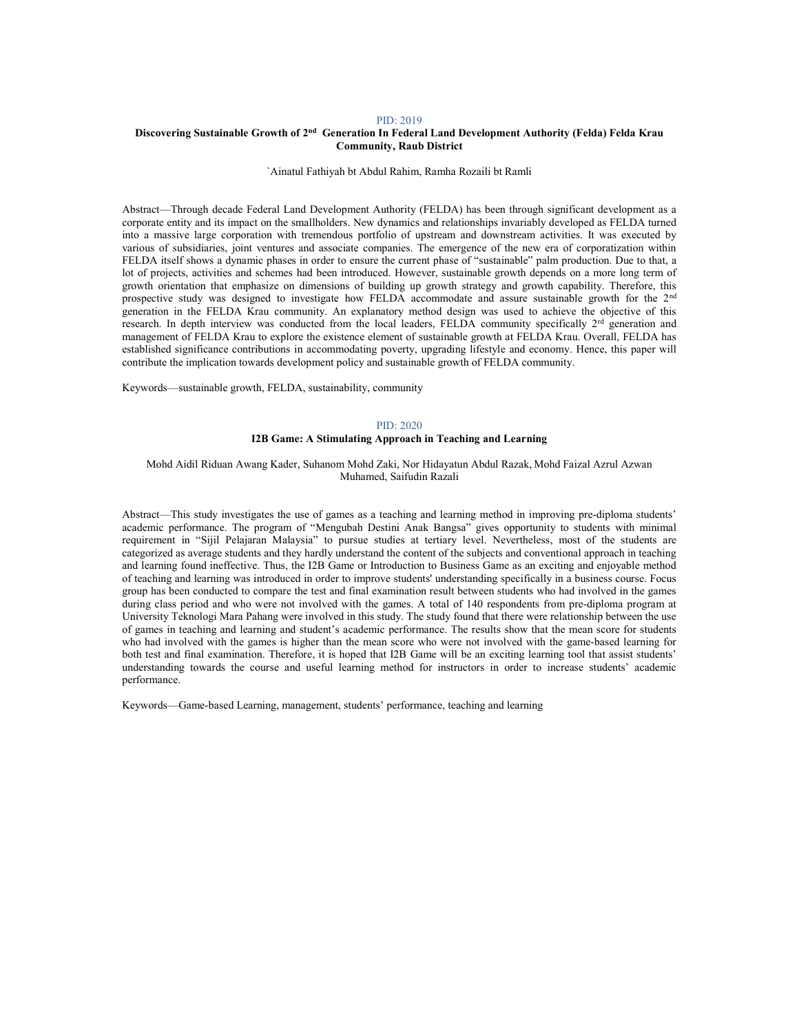PID: 2019

**Discovering Sustainable Growth of 2nd Generation In Federal Land Development Authority (Felda) Felda Krau Community, Raub District**

`Ainatul Fathiyah bt Abdul Rahim, Ramha Rozaili bt Ramli

Abstract—Through decade Federal Land Development Authority (FELDA) has been through significant development as a corporate entity and its impact on the smallholders. New dynamics and relationships invariably developed as FELDA turned into a massive large corporation with tremendous portfolio of upstream and downstream activities. It was executed by various of subsidiaries, joint ventures and associate companies. The emergence of the new era of corporatization within FELDA itself shows a dynamic phases in order to ensure the current phase of "sustainable" palm production. Due to that, a lot of projects, activities and schemes had been introduced. However, sustainable growth depends on a more long term of growth orientation that emphasize on dimensions of building up growth strategy and growth capability. Therefore, this prospective study was designed to investigate how FELDA accommodate and assure sustainable growth for the 2nd generation in the FELDA Krau community. An explanatory method design was used to achieve the objective of this research. In depth interview was conducted from the local leaders, FELDA community specifically 2rd generation and management of FELDA Krau to explore the existence element of sustainable growth at FELDA Krau. Overall, FELDA has established significance contributions in accommodating poverty, upgrading lifestyle and economy. Hence, this paper will contribute the implication towards development policy and sustainable growth of FELDA community.

Keywords—sustainable growth, FELDA, sustainability, community

PID: 2020

**I2B Game: A Stimulating Approach in Teaching and Learning**

Mohd Aidil Riduan Awang Kader, Suhanom Mohd Zaki, Nor Hidayatun Abdul Razak, Mohd Faizal Azrul Azwan Muhamed, Saifudin Razali

Abstract—This study investigates the use of games as a teaching and learning method in improving pre-diploma students' academic performance. The program of "Mengubah Destini Anak Bangsa" gives opportunity to students with minimal requirement in "Sijil Pelajaran Malaysia" to pursue studies at tertiary level. Nevertheless, most of the students are categorized as average students and they hardly understand the content of the subjects and conventional approach in teaching and learning found ineffective. Thus, the I2B Game or Introduction to Business Game as an exciting and enjoyable method of teaching and learning was introduced in order to improve students' understanding specifically in a business course. Focus group has been conducted to compare the test and final examination result between students who had involved in the games during class period and who were not involved with the games. A total of 140 respondents from pre-diploma program at University Teknologi Mara Pahang were involved in this study. The study found that there were relationship between the use of games in teaching and learning and student's academic performance. The results show that the mean score for students who had involved with the games is higher than the mean score who were not involved with the game-based learning for both test and final examination. Therefore, it is hoped that I2B Game will be an exciting learning tool that assist students' understanding towards the course and useful learning method for instructors in order to increase students' academic performance.

Keywords—Game-based Learning, management, students' performance, teaching and learning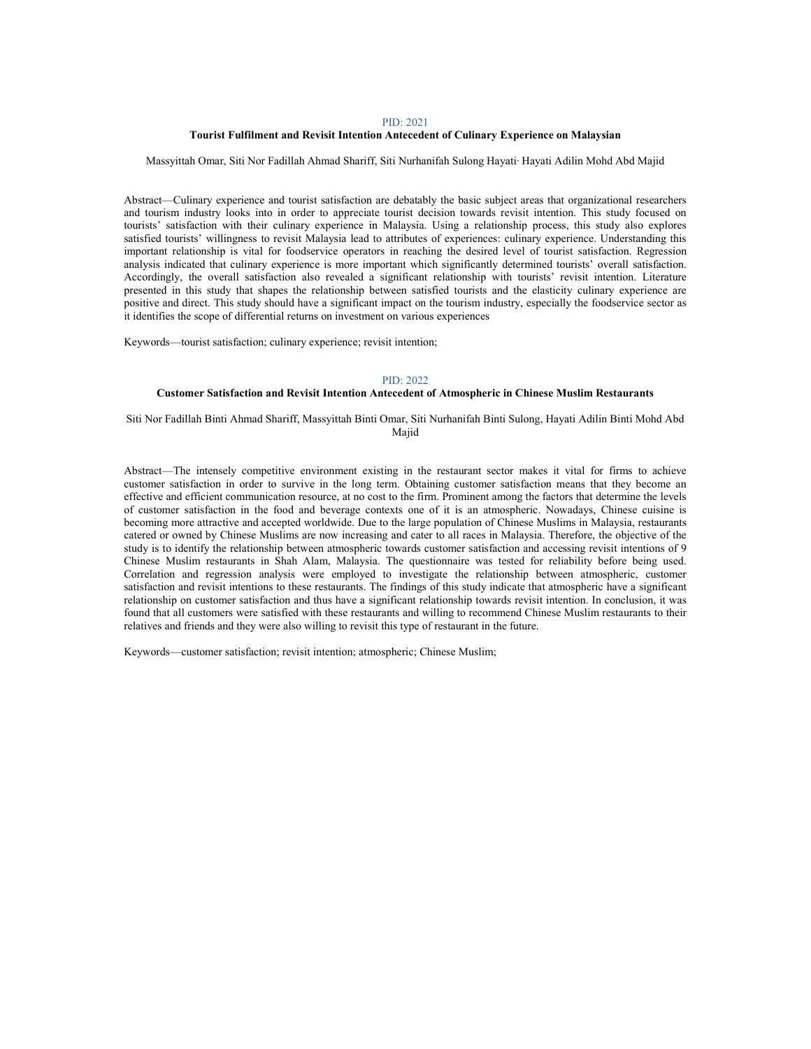PID: 2021

### Tourist Fulfilment and Revisit Intention Antecedent of Culinary Experience on Malaysian

Massyittah Omar, Siti Nor Fadillah Ahmad Shariff, Siti Nurhanifah Sulong Hayati· Hayati Adilin Mohd Abd Majid

Abstract—Culinary experience and tourist satisfaction are debatably the basic subject areas that organizational researchers and tourism industry looks into in order to appreciate tourist decision towards revisit intention. This study focused on tourists' satisfaction with their culinary experience in Malaysia. Using a relationship process, this study also explores satisfied tourists' willingness to revisit Malaysia lead to attributes of experiences: culinary experience. Understanding this important relationship is vital for foodservice operators in reaching the desired level of tourist satisfaction. Regression analysis indicated that culinary experience is more important which significantly determined tourists' overall satisfaction. Accordingly, the overall satisfaction also revealed a significant relationship with tourists' revisit intention. Literature presented in this study that shapes the relationship between satisfied tourists and the elasticity culinary experience are positive and direct. This study should have a significant impact on the tourism industry, especially the foodservice sector as it identifies the scope of differential returns on investment on various experiences

Keywords—tourist satisfaction; culinary experience; revisit intention;

PID: 2022

### Customer Satisfaction and Revisit Intention Antecedent of Atmospheric in Chinese Muslim Restaurants

Siti Nor Fadillah Binti Ahmad Shariff, Massyittah Binti Omar, Siti Nurhanifah Binti Sulong, Hayati Adilin Binti Mohd Abd Majid

Abstract—The intensely competitive environment existing in the restaurant sector makes it vital for firms to achieve customer satisfaction in order to survive in the long term. Obtaining customer satisfaction means that they become an effective and efficient communication resource, at no cost to the firm. Prominent among the factors that determine the levels of customer satisfaction in the food and beverage contexts one of it is an atmospheric. Nowadays, Chinese cuisine is becoming more attractive and accepted worldwide. Due to the large population of Chinese Muslims in Malaysia, restaurants catered or owned by Chinese Muslims are now increasing and cater to all races in Malaysia. Therefore, the objective of the study is to identify the relationship between atmospheric towards customer satisfaction and accessing revisit intentions of 9 Chinese Muslim restaurants in Shah Alam, Malaysia. The questionnaire was tested for reliability before being used. Correlation and regression analysis were employed to investigate the relationship between atmospheric, customer satisfaction and revisit intentions to these restaurants. The findings of this study indicate that atmospheric have a significant relationship on customer satisfaction and thus have a significant relationship towards revisit intention. In conclusion, it was found that all customers were satisfied with these restaurants and willing to recommend Chinese Muslim restaurants to their relatives and friends and they were also willing to revisit this type of restaurant in the future.

Keywords—customer satisfaction; revisit intention; atmospheric; Chinese Muslim;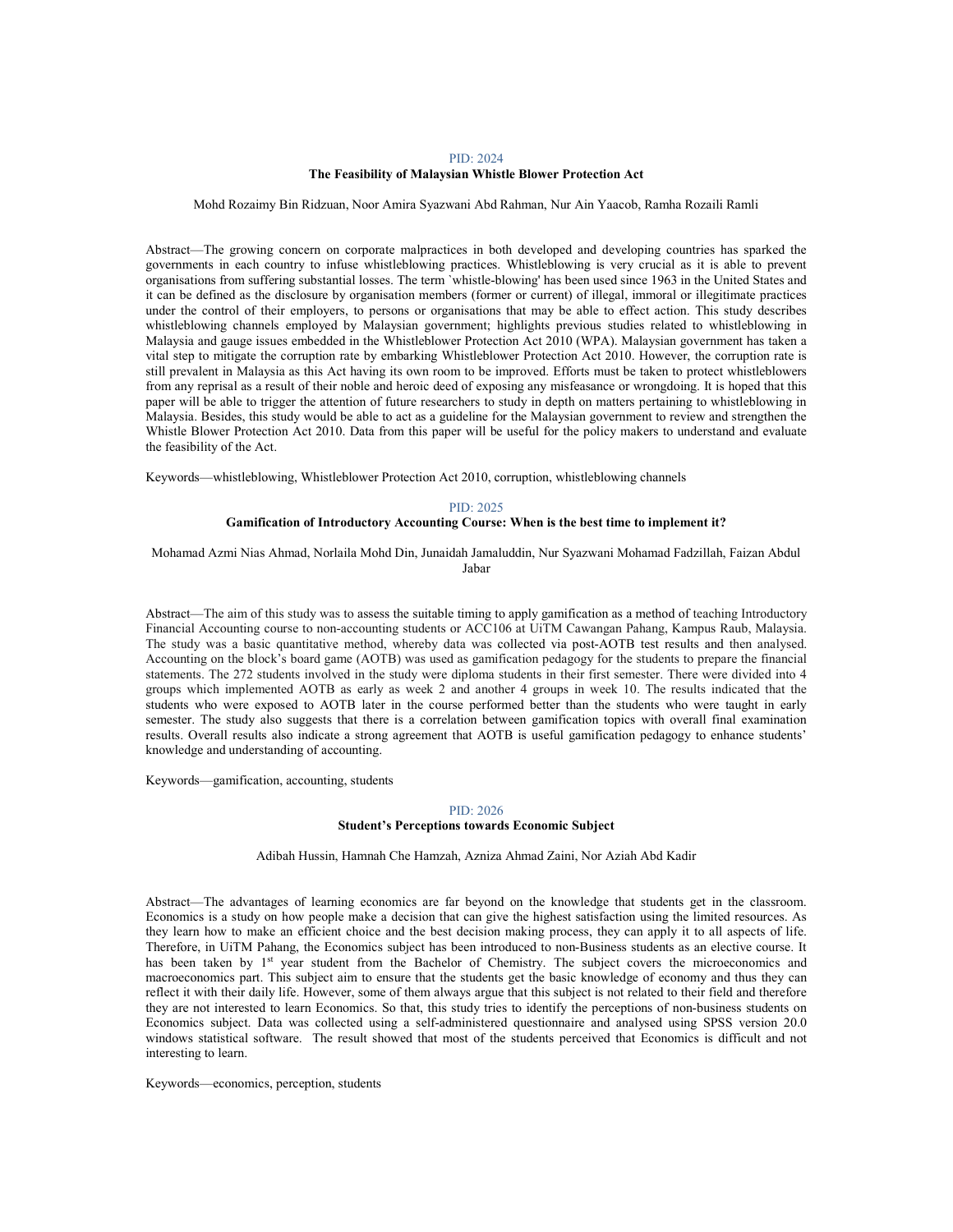PID: 2024

## The Feasibility of Malaysian Whistle Blower Protection Act

Mohd Rozaimy Bin Ridzuan, Noor Amira Syazwani Abd Rahman, Nur Ain Yaacob, Ramha Rozaili Ramli

Abstract—The growing concern on corporate malpractices in both developed and developing countries has sparked the governments in each country to infuse whistleblowing practices. Whistleblowing is very crucial as it is able to prevent organisations from suffering substantial losses. The term `whistle-blowing' has been used since 1963 in the United States and it can be defined as the disclosure by organisation members (former or current) of illegal, immoral or illegitimate practices under the control of their employers, to persons or organisations that may be able to effect action. This study describes whistleblowing channels employed by Malaysian government; highlights previous studies related to whistleblowing in Malaysia and gauge issues embedded in the Whistleblower Protection Act 2010 (WPA). Malaysian government has taken a vital step to mitigate the corruption rate by embarking Whistleblower Protection Act 2010. However, the corruption rate is still prevalent in Malaysia as this Act having its own room to be improved. Efforts must be taken to protect whistleblowers from any reprisal as a result of their noble and heroic deed of exposing any misfeasance or wrongdoing. It is hoped that this paper will be able to trigger the attention of future researchers to study in depth on matters pertaining to whistleblowing in Malaysia. Besides, this study would be able to act as a guideline for the Malaysian government to review and strengthen the Whistle Blower Protection Act 2010. Data from this paper will be useful for the policy makers to understand and evaluate the feasibility of the Act.

Keywords—whistleblowing, Whistleblower Protection Act 2010, corruption, whistleblowing channels

PID: 2025

## Gamification of Introductory Accounting Course: When is the best time to implement it?

Mohamad Azmi Nias Ahmad, Norlaila Mohd Din, Junaidah Jamaluddin, Nur Syazwani Mohamad Fadzillah, Faizan Abdul Jabar

Abstract—The aim of this study was to assess the suitable timing to apply gamification as a method of teaching Introductory Financial Accounting course to non-accounting students or ACC106 at UiTM Cawangan Pahang, Kampus Raub, Malaysia. The study was a basic quantitative method, whereby data was collected via post-AOTB test results and then analysed. Accounting on the block's board game (AOTB) was used as gamification pedagogy for the students to prepare the financial statements. The 272 students involved in the study were diploma students in their first semester. There were divided into 4 groups which implemented AOTB as early as week 2 and another 4 groups in week 10. The results indicated that the students who were exposed to AOTB later in the course performed better than the students who were taught in early semester. The study also suggests that there is a correlation between gamification topics with overall final examination results. Overall results also indicate a strong agreement that AOTB is useful gamification pedagogy to enhance students' knowledge and understanding of accounting.

Keywords—gamification, accounting, students

PID: 2026

## Student's Perceptions towards Economic Subject

Adibah Hussin, Hamnah Che Hamzah, Azniza Ahmad Zaini, Nor Aziah Abd Kadir

Abstract—The advantages of learning economics are far beyond on the knowledge that students get in the classroom. Economics is a study on how people make a decision that can give the highest satisfaction using the limited resources. As they learn how to make an efficient choice and the best decision making process, they can apply it to all aspects of life. Therefore, in UiTM Pahang, the Economics subject has been introduced to non-Business students as an elective course. It has been taken by 1st year student from the Bachelor of Chemistry. The subject covers the microeconomics and macroeconomics part. This subject aim to ensure that the students get the basic knowledge of economy and thus they can reflect it with their daily life. However, some of them always argue that this subject is not related to their field and therefore they are not interested to learn Economics. So that, this study tries to identify the perceptions of non-business students on Economics subject. Data was collected using a self-administered questionnaire and analysed using SPSS version 20.0 windows statistical software. The result showed that most of the students perceived that Economics is difficult and not interesting to learn.

Keywords—economics, perception, students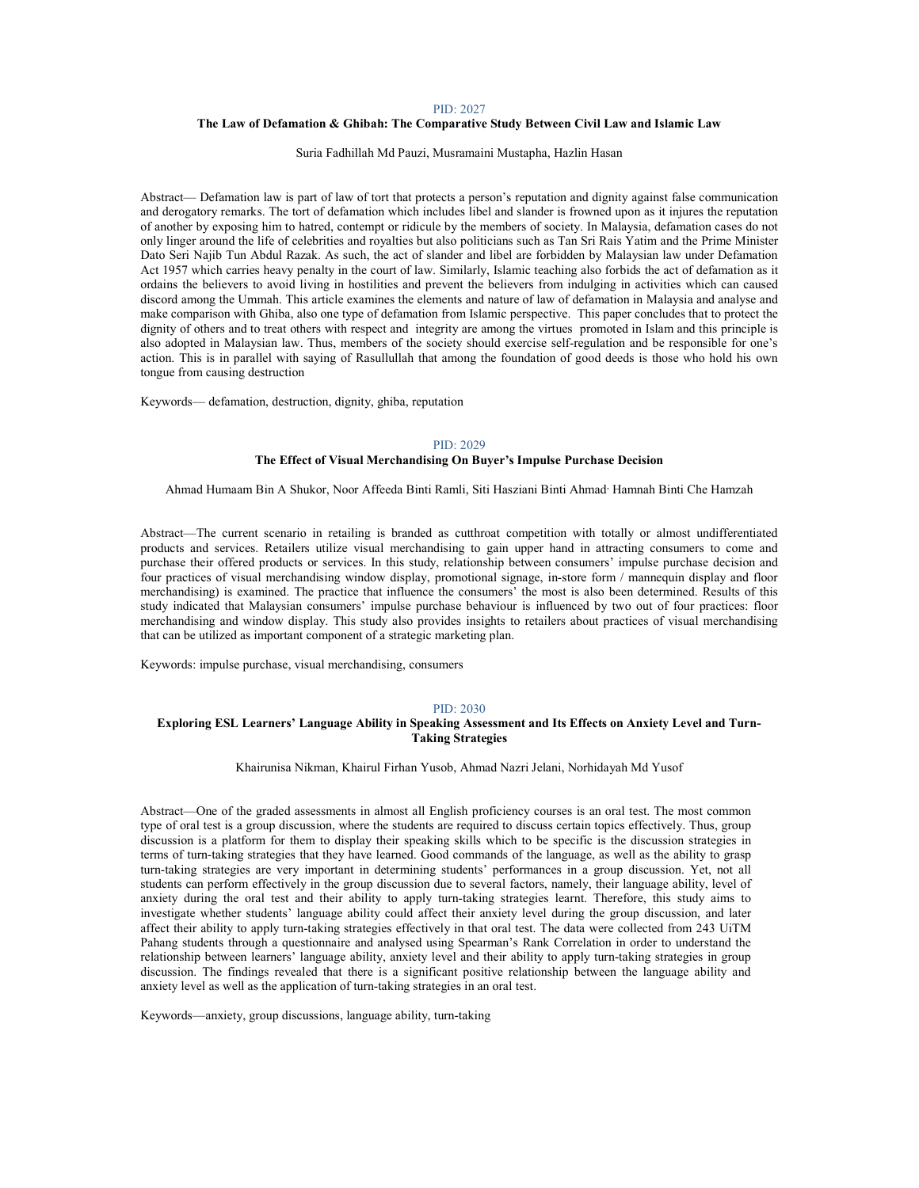PID: 2027

### The Law of Defamation & Ghibah: The Comparative Study Between Civil Law and Islamic Law

Suria Fadhillah Md Pauzi, Musramaini Mustapha, Hazlin Hasan

Abstract— Defamation law is part of law of tort that protects a person's reputation and dignity against false communication and derogatory remarks. The tort of defamation which includes libel and slander is frowned upon as it injures the reputation of another by exposing him to hatred, contempt or ridicule by the members of society. In Malaysia, defamation cases do not only linger around the life of celebrities and royalties but also politicians such as Tan Sri Rais Yatim and the Prime Minister Dato Seri Najib Tun Abdul Razak. As such, the act of slander and libel are forbidden by Malaysian law under Defamation Act 1957 which carries heavy penalty in the court of law. Similarly, Islamic teaching also forbids the act of defamation as it ordains the believers to avoid living in hostilities and prevent the believers from indulging in activities which can caused discord among the Ummah. This article examines the elements and nature of law of defamation in Malaysia and analyse and make comparison with Ghiba, also one type of defamation from Islamic perspective. This paper concludes that to protect the dignity of others and to treat others with respect and integrity are among the virtues promoted in Islam and this principle is also adopted in Malaysian law. Thus, members of the society should exercise self-regulation and be responsible for one's action. This is in parallel with saying of Rasullullah that among the foundation of good deeds is those who hold his own tongue from causing destruction

Keywords— defamation, destruction, dignity, ghiba, reputation

PID: 2029

### The Effect of Visual Merchandising On Buyer's Impulse Purchase Decision

Ahmad Humaam Bin A Shukor, Noor Affeeda Binti Ramli, Siti Hasziani Binti Ahmad, Hamnah Binti Che Hamzah

Abstract—The current scenario in retailing is branded as cutthroat competition with totally or almost undifferentiated products and services. Retailers utilize visual merchandising to gain upper hand in attracting consumers to come and purchase their offered products or services. In this study, relationship between consumers' impulse purchase decision and four practices of visual merchandising window display, promotional signage, in-store form / mannequin display and floor merchandising) is examined. The practice that influence the consumers' the most is also been determined. Results of this study indicated that Malaysian consumers' impulse purchase behaviour is influenced by two out of four practices: floor merchandising and window display. This study also provides insights to retailers about practices of visual merchandising that can be utilized as important component of a strategic marketing plan.

Keywords: impulse purchase, visual merchandising, consumers

PID: 2030

### Exploring ESL Learners' Language Ability in Speaking Assessment and Its Effects on Anxiety Level and Turn-Taking Strategies

Khairunisa Nikman, Khairul Firhan Yusob, Ahmad Nazri Jelani, Norhidayah Md Yusof

Abstract—One of the graded assessments in almost all English proficiency courses is an oral test. The most common type of oral test is a group discussion, where the students are required to discuss certain topics effectively. Thus, group discussion is a platform for them to display their speaking skills which to be specific is the discussion strategies in terms of turn-taking strategies that they have learned. Good commands of the language, as well as the ability to grasp turn-taking strategies are very important in determining students' performances in a group discussion. Yet, not all students can perform effectively in the group discussion due to several factors, namely, their language ability, level of anxiety during the oral test and their ability to apply turn-taking strategies learnt. Therefore, this study aims to investigate whether students' language ability could affect their anxiety level during the group discussion, and later affect their ability to apply turn-taking strategies effectively in that oral test. The data were collected from 243 UiTM Pahang students through a questionnaire and analysed using Spearman's Rank Correlation in order to understand the relationship between learners' language ability, anxiety level and their ability to apply turn-taking strategies in group discussion. The findings revealed that there is a significant positive relationship between the language ability and anxiety level as well as the application of turn-taking strategies in an oral test.

Keywords—anxiety, group discussions, language ability, turn-taking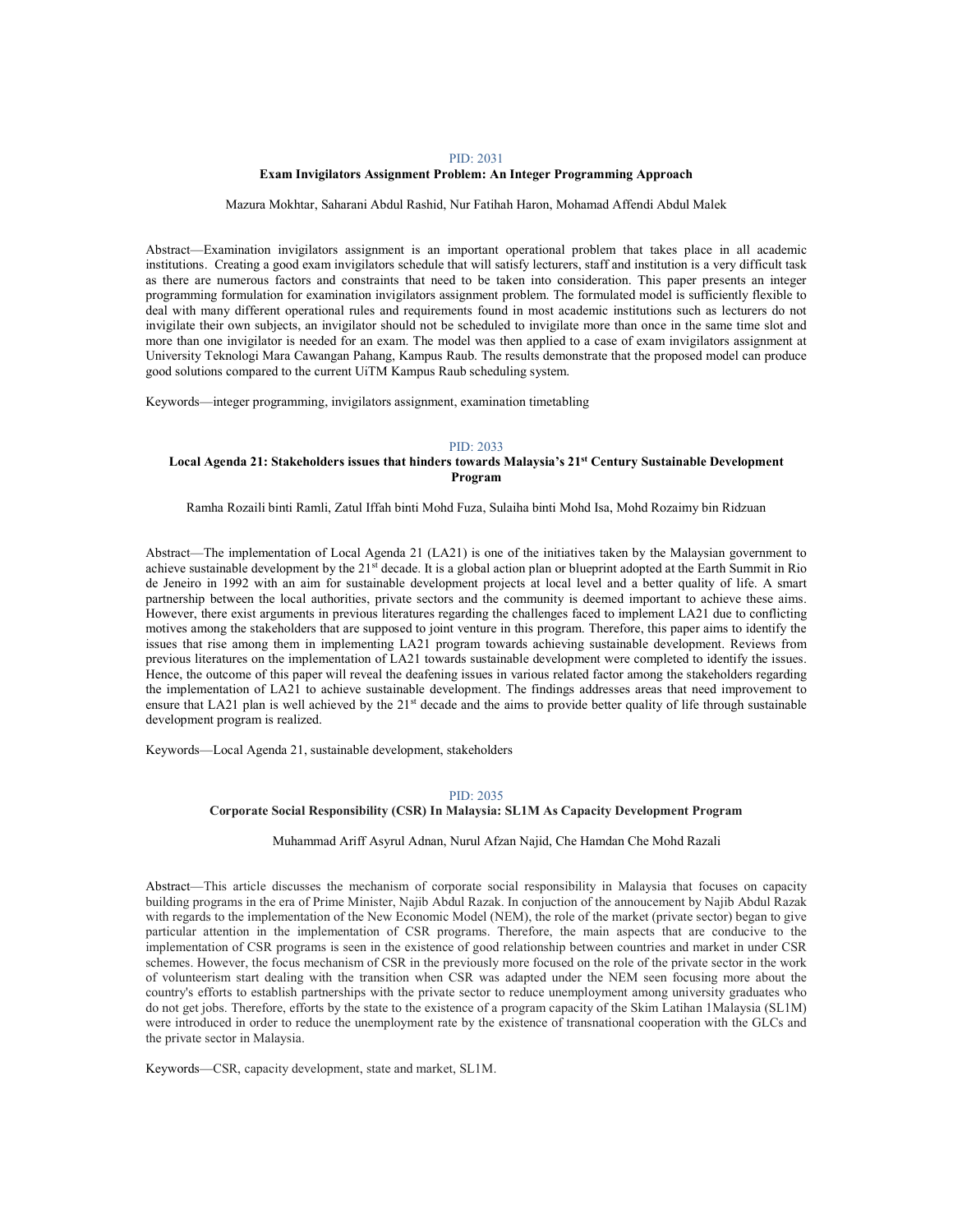PID: 2031

### Exam Invigilators Assignment Problem: An Integer Programming Approach

Mazura Mokhtar, Saharani Abdul Rashid, Nur Fatihah Haron, Mohamad Affendi Abdul Malek

Abstract—Examination invigilators assignment is an important operational problem that takes place in all academic institutions. Creating a good exam invigilators schedule that will satisfy lecturers, staff and institution is a very difficult task as there are numerous factors and constraints that need to be taken into consideration. This paper presents an integer programming formulation for examination invigilators assignment problem. The formulated model is sufficiently flexible to deal with many different operational rules and requirements found in most academic institutions such as lecturers do not invigilate their own subjects, an invigilator should not be scheduled to invigilate more than once in the same time slot and more than one invigilator is needed for an exam. The model was then applied to a case of exam invigilators assignment at University Teknologi Mara Cawangan Pahang, Kampus Raub. The results demonstrate that the proposed model can produce good solutions compared to the current UiTM Kampus Raub scheduling system.

Keywords—integer programming, invigilators assignment, examination timetabling

PID: 2033

### Local Agenda 21: Stakeholders issues that hinders towards Malaysia's 21st Century Sustainable Development Program

Ramha Rozaili binti Ramli, Zatul Iffah binti Mohd Fuza, Sulaiha binti Mohd Isa, Mohd Rozaimy bin Ridzuan

Abstract—The implementation of Local Agenda 21 (LA21) is one of the initiatives taken by the Malaysian government to achieve sustainable development by the 21st decade. It is a global action plan or blueprint adopted at the Earth Summit in Rio de Jeneiro in 1992 with an aim for sustainable development projects at local level and a better quality of life. A smart partnership between the local authorities, private sectors and the community is deemed important to achieve these aims. However, there exist arguments in previous literatures regarding the challenges faced to implement LA21 due to conflicting motives among the stakeholders that are supposed to joint venture in this program. Therefore, this paper aims to identify the issues that rise among them in implementing LA21 program towards achieving sustainable development. Reviews from previous literatures on the implementation of LA21 towards sustainable development were completed to identify the issues. Hence, the outcome of this paper will reveal the deafening issues in various related factor among the stakeholders regarding the implementation of LA21 to achieve sustainable development. The findings addresses areas that need improvement to ensure that LA21 plan is well achieved by the 21st decade and the aims to provide better quality of life through sustainable development program is realized.

Keywords—Local Agenda 21, sustainable development, stakeholders

PID: 2035

### Corporate Social Responsibility (CSR) In Malaysia: SL1M As Capacity Development Program

Muhammad Ariff Asyrul Adnan, Nurul Afzan Najid, Che Hamdan Che Mohd Razali

Abstract—This article discusses the mechanism of corporate social responsibility in Malaysia that focuses on capacity building programs in the era of Prime Minister, Najib Abdul Razak. In conjuction of the annoucement by Najib Abdul Razak with regards to the implementation of the New Economic Model (NEM), the role of the market (private sector) began to give particular attention in the implementation of CSR programs. Therefore, the main aspects that are conducive to the implementation of CSR programs is seen in the existence of good relationship between countries and market in under CSR schemes. However, the focus mechanism of CSR in the previously more focused on the role of the private sector in the work of volunteerism start dealing with the transition when CSR was adapted under the NEM seen focusing more about the country's efforts to establish partnerships with the private sector to reduce unemployment among university graduates who do not get jobs. Therefore, efforts by the state to the existence of a program capacity of the Skim Latihan 1Malaysia (SL1M) were introduced in order to reduce the unemployment rate by the existence of transnational cooperation with the GLCs and the private sector in Malaysia.

Keywords—CSR, capacity development, state and market, SL1M.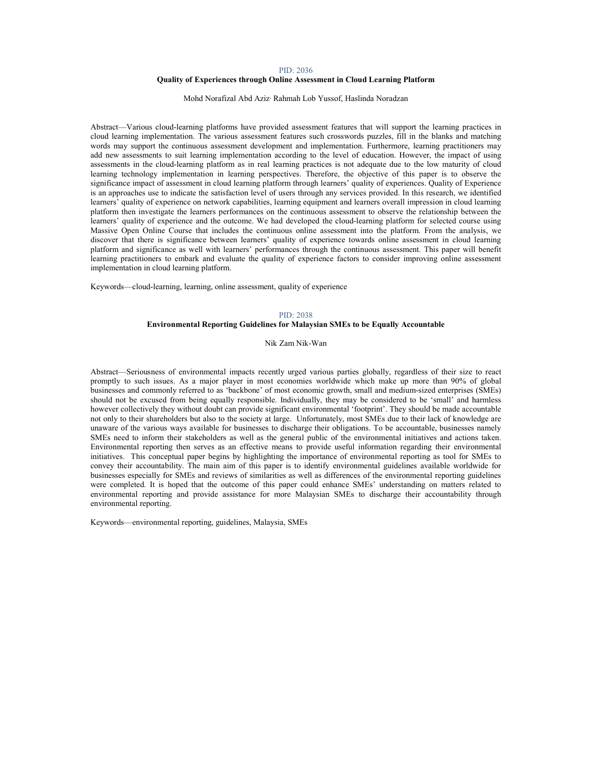PID: 2036

**Quality of Experiences through Online Assessment in Cloud Learning Platform**

Mohd Norafizal Abd Aziz, Rahmah Lob Yussof, Haslinda Noradzan

Abstract—Various cloud-learning platforms have provided assessment features that will support the learning practices in cloud learning implementation. The various assessment features such crosswords puzzles, fill in the blanks and matching words may support the continuous assessment development and implementation. Furthermore, learning practitioners may add new assessments to suit learning implementation according to the level of education. However, the impact of using assessments in the cloud-learning platform as in real learning practices is not adequate due to the low maturity of cloud learning technology implementation in learning perspectives. Therefore, the objective of this paper is to observe the significance impact of assessment in cloud learning platform through learners' quality of experiences. Quality of Experience is an approaches use to indicate the satisfaction level of users through any services provided. In this research, we identified learners' quality of experience on network capabilities, learning equipment and learners overall impression in cloud learning platform then investigate the learners performances on the continuous assessment to observe the relationship between the learners' quality of experience and the outcome. We had developed the cloud-learning platform for selected course using Massive Open Online Course that includes the continuous online assessment into the platform. From the analysis, we discover that there is significance between learners' quality of experience towards online assessment in cloud learning platform and significance as well with learners' performances through the continuous assessment. This paper will benefit learning practitioners to embark and evaluate the quality of experience factors to consider improving online assessment implementation in cloud learning platform.

Keywords—cloud-learning, learning, online assessment, quality of experience

PID: 2038

**Environmental Reporting Guidelines for Malaysian SMEs to be Equally Accountable**

Nik Zam Nik-Wan

Abstract—Seriousness of environmental impacts recently urged various parties globally, regardless of their size to react promptly to such issues. As a major player in most economies worldwide which make up more than 90% of global businesses and commonly referred to as 'backbone' of most economic growth, small and medium-sized enterprises (SMEs) should not be excused from being equally responsible. Individually, they may be considered to be 'small' and harmless however collectively they without doubt can provide significant environmental 'footprint'. They should be made accountable not only to their shareholders but also to the society at large. Unfortunately, most SMEs due to their lack of knowledge are unaware of the various ways available for businesses to discharge their obligations. To be accountable, businesses namely SMEs need to inform their stakeholders as well as the general public of the environmental initiatives and actions taken. Environmental reporting then serves as an effective means to provide useful information regarding their environmental initiatives. This conceptual paper begins by highlighting the importance of environmental reporting as tool for SMEs to convey their accountability. The main aim of this paper is to identify environmental guidelines available worldwide for businesses especially for SMEs and reviews of similarities as well as differences of the environmental reporting guidelines were completed. It is hoped that the outcome of this paper could enhance SMEs' understanding on matters related to environmental reporting and provide assistance for more Malaysian SMEs to discharge their accountability through environmental reporting.

Keywords—environmental reporting, guidelines, Malaysia, SMEs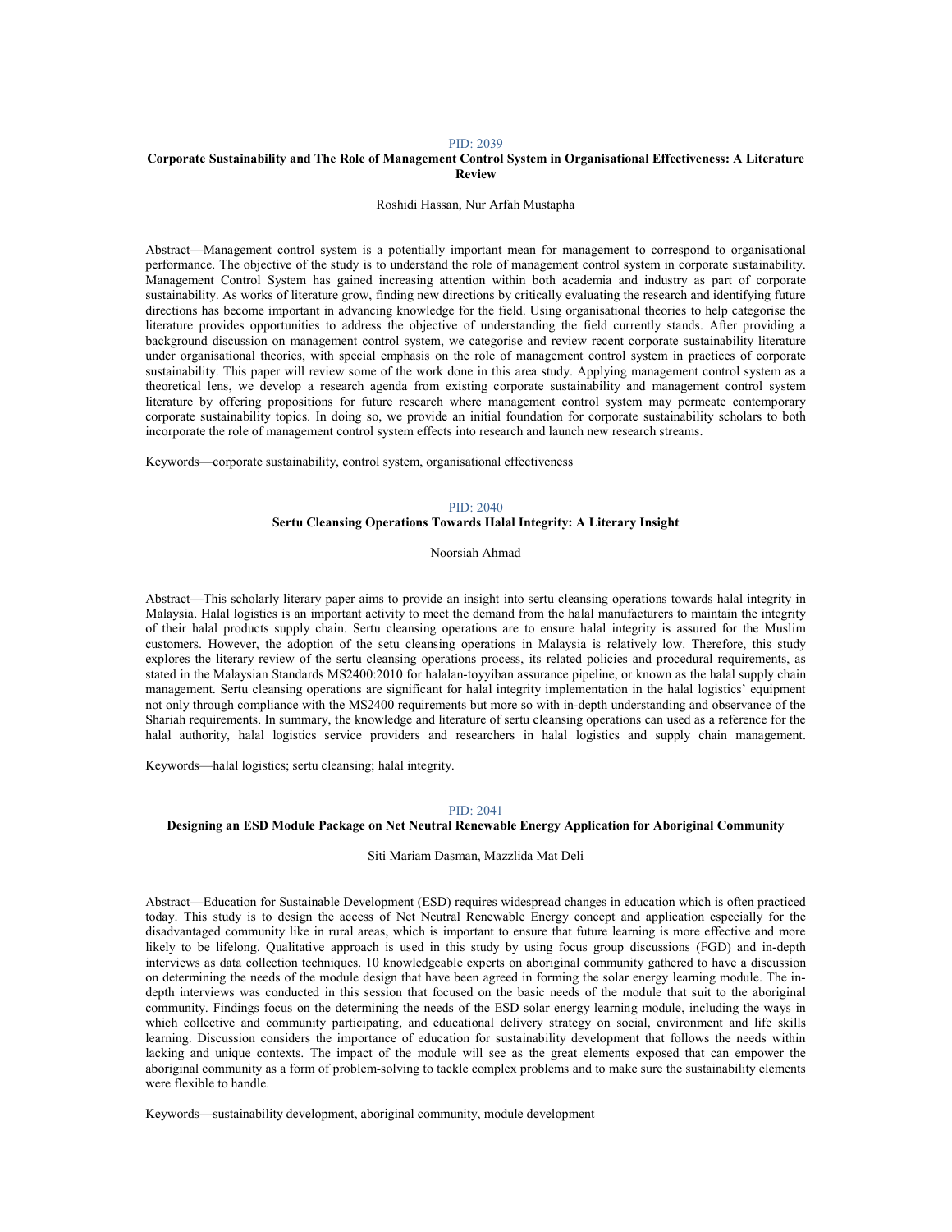PID: 2039

## Corporate Sustainability and The Role of Management Control System in Organisational Effectiveness: A Literature Review

Roshidi Hassan, Nur Arfah Mustapha

Abstract—Management control system is a potentially important mean for management to correspond to organisational performance. The objective of the study is to understand the role of management control system in corporate sustainability. Management Control System has gained increasing attention within both academia and industry as part of corporate sustainability. As works of literature grow, finding new directions by critically evaluating the research and identifying future directions has become important in advancing knowledge for the field. Using organisational theories to help categorise the literature provides opportunities to address the objective of understanding the field currently stands. After providing a background discussion on management control system, we categorise and review recent corporate sustainability literature under organisational theories, with special emphasis on the role of management control system in practices of corporate sustainability. This paper will review some of the work done in this area study. Applying management control system as a theoretical lens, we develop a research agenda from existing corporate sustainability and management control system literature by offering propositions for future research where management control system may permeate contemporary corporate sustainability topics. In doing so, we provide an initial foundation for corporate sustainability scholars to both incorporate the role of management control system effects into research and launch new research streams.

Keywords—corporate sustainability, control system, organisational effectiveness

PID: 2040

## Sertu Cleansing Operations Towards Halal Integrity: A Literary Insight

Noorsiah Ahmad

Abstract—This scholarly literary paper aims to provide an insight into sertu cleansing operations towards halal integrity in Malaysia. Halal logistics is an important activity to meet the demand from the halal manufacturers to maintain the integrity of their halal products supply chain. Sertu cleansing operations are to ensure halal integrity is assured for the Muslim customers. However, the adoption of the setu cleansing operations in Malaysia is relatively low. Therefore, this study explores the literary review of the sertu cleansing operations process, its related policies and procedural requirements, as stated in the Malaysian Standards MS2400:2010 for halalan-toyyiban assurance pipeline, or known as the halal supply chain management. Sertu cleansing operations are significant for halal integrity implementation in the halal logistics' equipment not only through compliance with the MS2400 requirements but more so with in-depth understanding and observance of the Shariah requirements. In summary, the knowledge and literature of sertu cleansing operations can used as a reference for the halal authority, halal logistics service providers and researchers in halal logistics and supply chain management.

Keywords—halal logistics; sertu cleansing; halal integrity.

PID: 2041

## Designing an ESD Module Package on Net Neutral Renewable Energy Application for Aboriginal Community

Siti Mariam Dasman, Mazzlida Mat Deli

Abstract—Education for Sustainable Development (ESD) requires widespread changes in education which is often practiced today. This study is to design the access of Net Neutral Renewable Energy concept and application especially for the disadvantaged community like in rural areas, which is important to ensure that future learning is more effective and more likely to be lifelong. Qualitative approach is used in this study by using focus group discussions (FGD) and in-depth interviews as data collection techniques. 10 knowledgeable experts on aboriginal community gathered to have a discussion on determining the needs of the module design that have been agreed in forming the solar energy learning module. The in-depth interviews was conducted in this session that focused on the basic needs of the module that suit to the aboriginal community. Findings focus on the determining the needs of the ESD solar energy learning module, including the ways in which collective and community participating, and educational delivery strategy on social, environment and life skills learning. Discussion considers the importance of education for sustainability development that follows the needs within lacking and unique contexts. The impact of the module will see as the great elements exposed that can empower the aboriginal community as a form of problem-solving to tackle complex problems and to make sure the sustainability elements were flexible to handle.

Keywords—sustainability development, aboriginal community, module development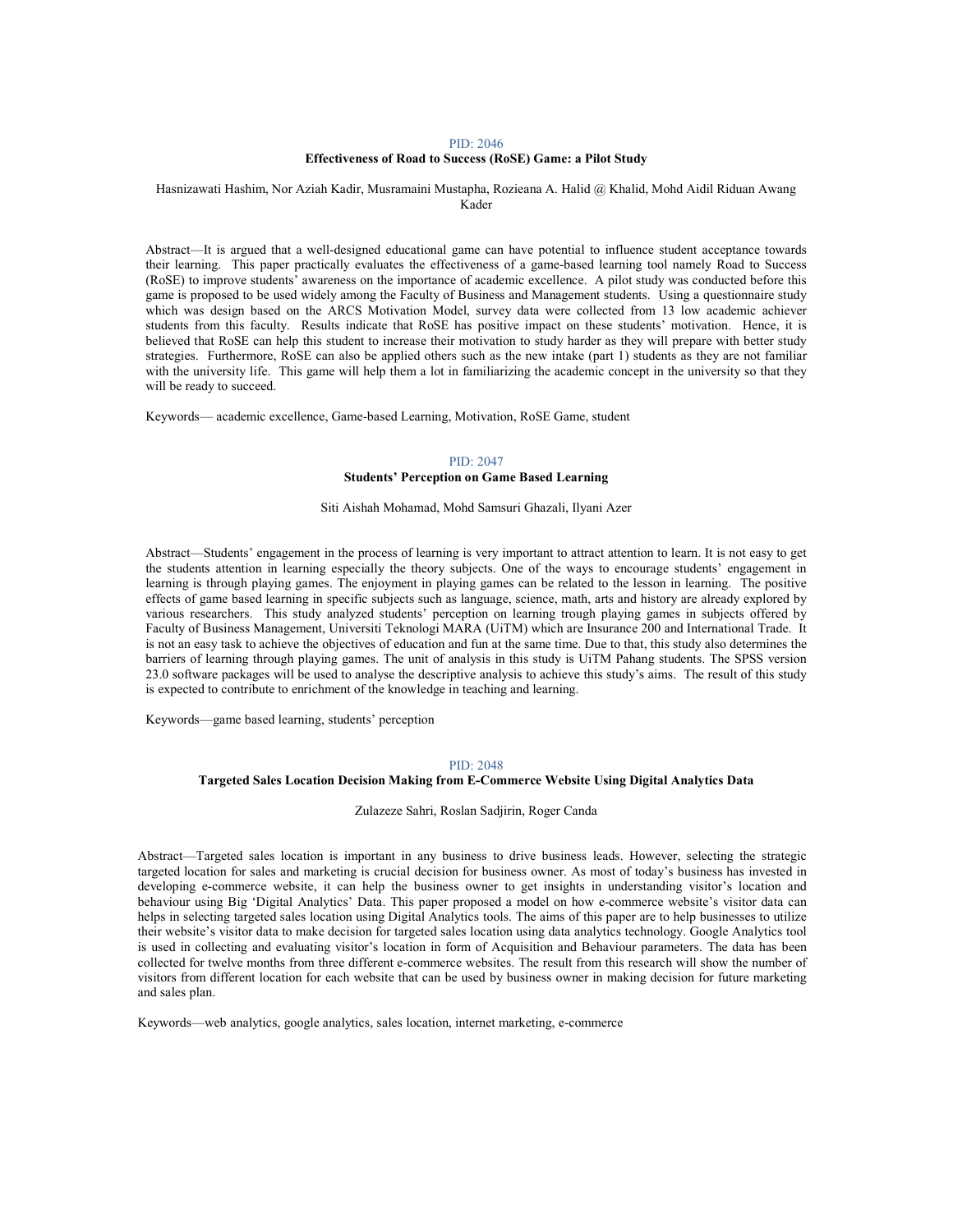PID: 2046

**Effectiveness of Road to Success (RoSE) Game: a Pilot Study**

Hasnizawati Hashim, Nor Aziah Kadir, Musramaini Mustapha, Rozieana A. Halid @ Khalid, Mohd Aidil Riduan Awang Kader

Abstract—It is argued that a well-designed educational game can have potential to influence student acceptance towards their learning. This paper practically evaluates the effectiveness of a game-based learning tool namely Road to Success (RoSE) to improve students' awareness on the importance of academic excellence. A pilot study was conducted before this game is proposed to be used widely among the Faculty of Business and Management students. Using a questionnaire study which was design based on the ARCS Motivation Model, survey data were collected from 13 low academic achiever students from this faculty. Results indicate that RoSE has positive impact on these students' motivation. Hence, it is believed that RoSE can help this student to increase their motivation to study harder as they will prepare with better study strategies. Furthermore, RoSE can also be applied others such as the new intake (part 1) students as they are not familiar with the university life. This game will help them a lot in familiarizing the academic concept in the university so that they will be ready to succeed.

Keywords— academic excellence, Game-based Learning, Motivation, RoSE Game, student

PID: 2047

**Students' Perception on Game Based Learning**

Siti Aishah Mohamad, Mohd Samsuri Ghazali, Ilyani Azer

Abstract—Students' engagement in the process of learning is very important to attract attention to learn. It is not easy to get the students attention in learning especially the theory subjects. One of the ways to encourage students' engagement in learning is through playing games. The enjoyment in playing games can be related to the lesson in learning. The positive effects of game based learning in specific subjects such as language, science, math, arts and history are already explored by various researchers. This study analyzed students' perception on learning trough playing games in subjects offered by Faculty of Business Management, Universiti Teknologi MARA (UiTM) which are Insurance 200 and International Trade. It is not an easy task to achieve the objectives of education and fun at the same time. Due to that, this study also determines the barriers of learning through playing games. The unit of analysis in this study is UiTM Pahang students. The SPSS version 23.0 software packages will be used to analyse the descriptive analysis to achieve this study's aims. The result of this study is expected to contribute to enrichment of the knowledge in teaching and learning.

Keywords—game based learning, students' perception

PID: 2048

**Targeted Sales Location Decision Making from E-Commerce Website Using Digital Analytics Data**

Zulazeze Sahri, Roslan Sadjirin, Roger Canda

Abstract—Targeted sales location is important in any business to drive business leads. However, selecting the strategic targeted location for sales and marketing is crucial decision for business owner. As most of today's business has invested in developing e-commerce website, it can help the business owner to get insights in understanding visitor's location and behaviour using Big 'Digital Analytics' Data. This paper proposed a model on how e-commerce website's visitor data can helps in selecting targeted sales location using Digital Analytics tools. The aims of this paper are to help businesses to utilize their website's visitor data to make decision for targeted sales location using data analytics technology. Google Analytics tool is used in collecting and evaluating visitor's location in form of Acquisition and Behaviour parameters. The data has been collected for twelve months from three different e-commerce websites. The result from this research will show the number of visitors from different location for each website that can be used by business owner in making decision for future marketing and sales plan.

Keywords—web analytics, google analytics, sales location, internet marketing, e-commerce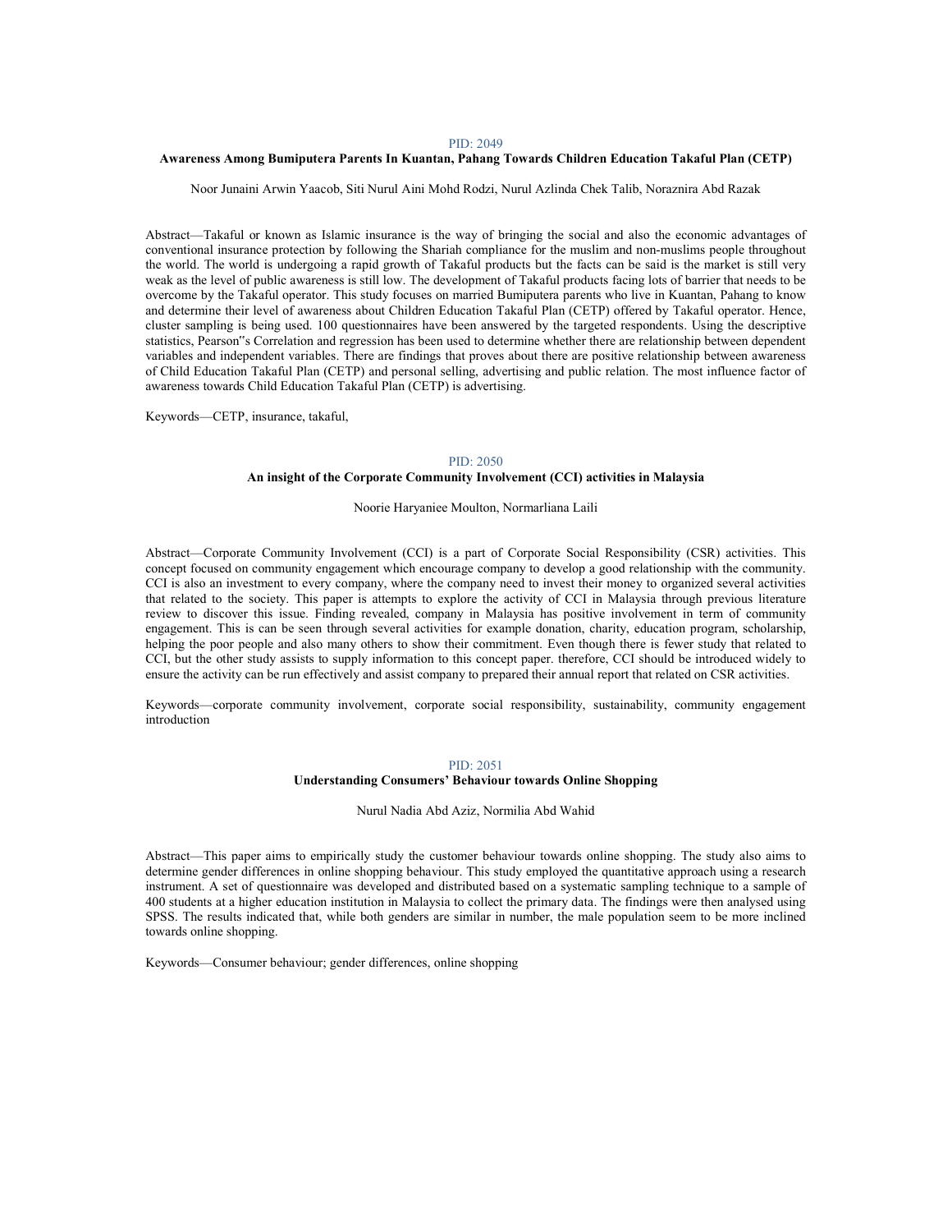PID: 2049

### Awareness Among Bumiputera Parents In Kuantan, Pahang Towards Children Education Takaful Plan (CETP)

Noor Junaini Arwin Yaacob, Siti Nurul Aini Mohd Rodzi, Nurul Azlinda Chek Talib, Noraznira Abd Razak

Abstract—Takaful or known as Islamic insurance is the way of bringing the social and also the economic advantages of conventional insurance protection by following the Shariah compliance for the muslim and non-muslims people throughout the world. The world is undergoing a rapid growth of Takaful products but the facts can be said is the market is still very weak as the level of public awareness is still low. The development of Takaful products facing lots of barrier that needs to be overcome by the Takaful operator. This study focuses on married Bumiputera parents who live in Kuantan, Pahang to know and determine their level of awareness about Children Education Takaful Plan (CETP) offered by Takaful operator. Hence, cluster sampling is being used. 100 questionnaires have been answered by the targeted respondents. Using the descriptive statistics, Pearson‟s Correlation and regression has been used to determine whether there are relationship between dependent variables and independent variables. There are findings that proves about there are positive relationship between awareness of Child Education Takaful Plan (CETP) and personal selling, advertising and public relation. The most influence factor of awareness towards Child Education Takaful Plan (CETP) is advertising.

Keywords—CETP, insurance, takaful,

PID: 2050

### An insight of the Corporate Community Involvement (CCI) activities in Malaysia

Noorie Haryaniee Moulton, Normarliana Laili

Abstract—Corporate Community Involvement (CCI) is a part of Corporate Social Responsibility (CSR) activities. This concept focused on community engagement which encourage company to develop a good relationship with the community. CCI is also an investment to every company, where the company need to invest their money to organized several activities that related to the society. This paper is attempts to explore the activity of CCI in Malaysia through previous literature review to discover this issue. Finding revealed, company in Malaysia has positive involvement in term of community engagement. This is can be seen through several activities for example donation, charity, education program, scholarship, helping the poor people and also many others to show their commitment. Even though there is fewer study that related to CCI, but the other study assists to supply information to this concept paper. therefore, CCI should be introduced widely to ensure the activity can be run effectively and assist company to prepared their annual report that related on CSR activities.

Keywords—corporate community involvement, corporate social responsibility, sustainability, community engagement introduction

PID: 2051

### Understanding Consumers' Behaviour towards Online Shopping

Nurul Nadia Abd Aziz, Normilia Abd Wahid

Abstract—This paper aims to empirically study the customer behaviour towards online shopping. The study also aims to determine gender differences in online shopping behaviour. This study employed the quantitative approach using a research instrument. A set of questionnaire was developed and distributed based on a systematic sampling technique to a sample of 400 students at a higher education institution in Malaysia to collect the primary data. The findings were then analysed using SPSS. The results indicated that, while both genders are similar in number, the male population seem to be more inclined towards online shopping.

Keywords—Consumer behaviour; gender differences, online shopping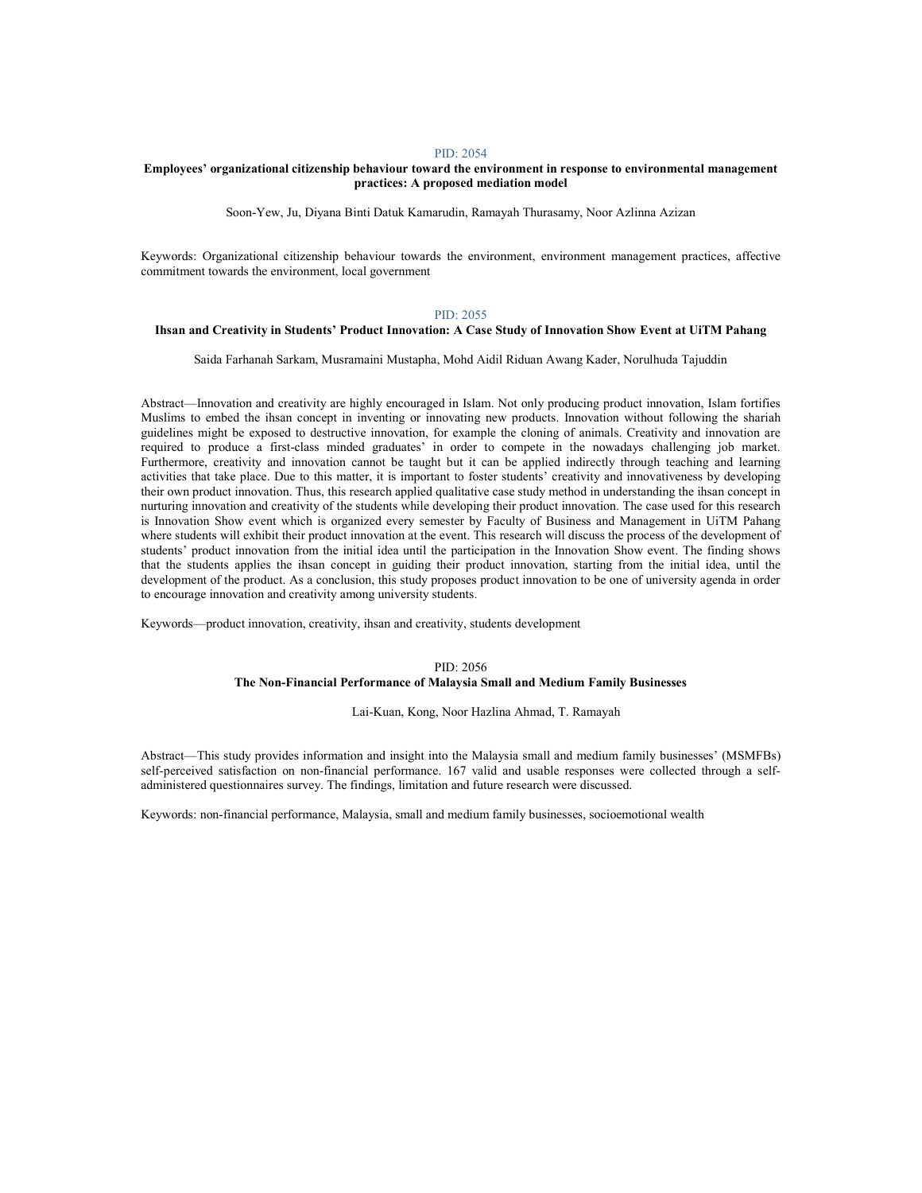PID: 2054

**Employees' organizational citizenship behaviour toward the environment in response to environmental management practices: A proposed mediation model**

Soon-Yew, Ju, Diyana Binti Datuk Kamarudin, Ramayah Thurasamy, Noor Azlinna Azizan

Keywords: Organizational citizenship behaviour towards the environment, environment management practices, affective commitment towards the environment, local government

PID: 2055

**Ihsan and Creativity in Students' Product Innovation: A Case Study of Innovation Show Event at UiTM Pahang**

Saida Farhanah Sarkam, Musramaini Mustapha, Mohd Aidil Riduan Awang Kader, Norulhuda Tajuddin

Abstract—Innovation and creativity are highly encouraged in Islam. Not only producing product innovation, Islam fortifies Muslims to embed the ihsan concept in inventing or innovating new products. Innovation without following the shariah guidelines might be exposed to destructive innovation, for example the cloning of animals. Creativity and innovation are required to produce a first-class minded graduates' in order to compete in the nowadays challenging job market. Furthermore, creativity and innovation cannot be taught but it can be applied indirectly through teaching and learning activities that take place. Due to this matter, it is important to foster students' creativity and innovativeness by developing their own product innovation. Thus, this research applied qualitative case study method in understanding the ihsan concept in nurturing innovation and creativity of the students while developing their product innovation. The case used for this research is Innovation Show event which is organized every semester by Faculty of Business and Management in UiTM Pahang where students will exhibit their product innovation at the event. This research will discuss the process of the development of students' product innovation from the initial idea until the participation in the Innovation Show event. The finding shows that the students applies the ihsan concept in guiding their product innovation, starting from the initial idea, until the development of the product. As a conclusion, this study proposes product innovation to be one of university agenda in order to encourage innovation and creativity among university students.

Keywords—product innovation, creativity, ihsan and creativity, students development

PID: 2056

**The Non-Financial Performance of Malaysia Small and Medium Family Businesses**

Lai-Kuan, Kong, Noor Hazlina Ahmad, T. Ramayah

Abstract—This study provides information and insight into the Malaysia small and medium family businesses' (MSMFBs) self-perceived satisfaction on non-financial performance. 167 valid and usable responses were collected through a self-administered questionnaires survey. The findings, limitation and future research were discussed.

Keywords: non-financial performance, Malaysia, small and medium family businesses, socioemotional wealth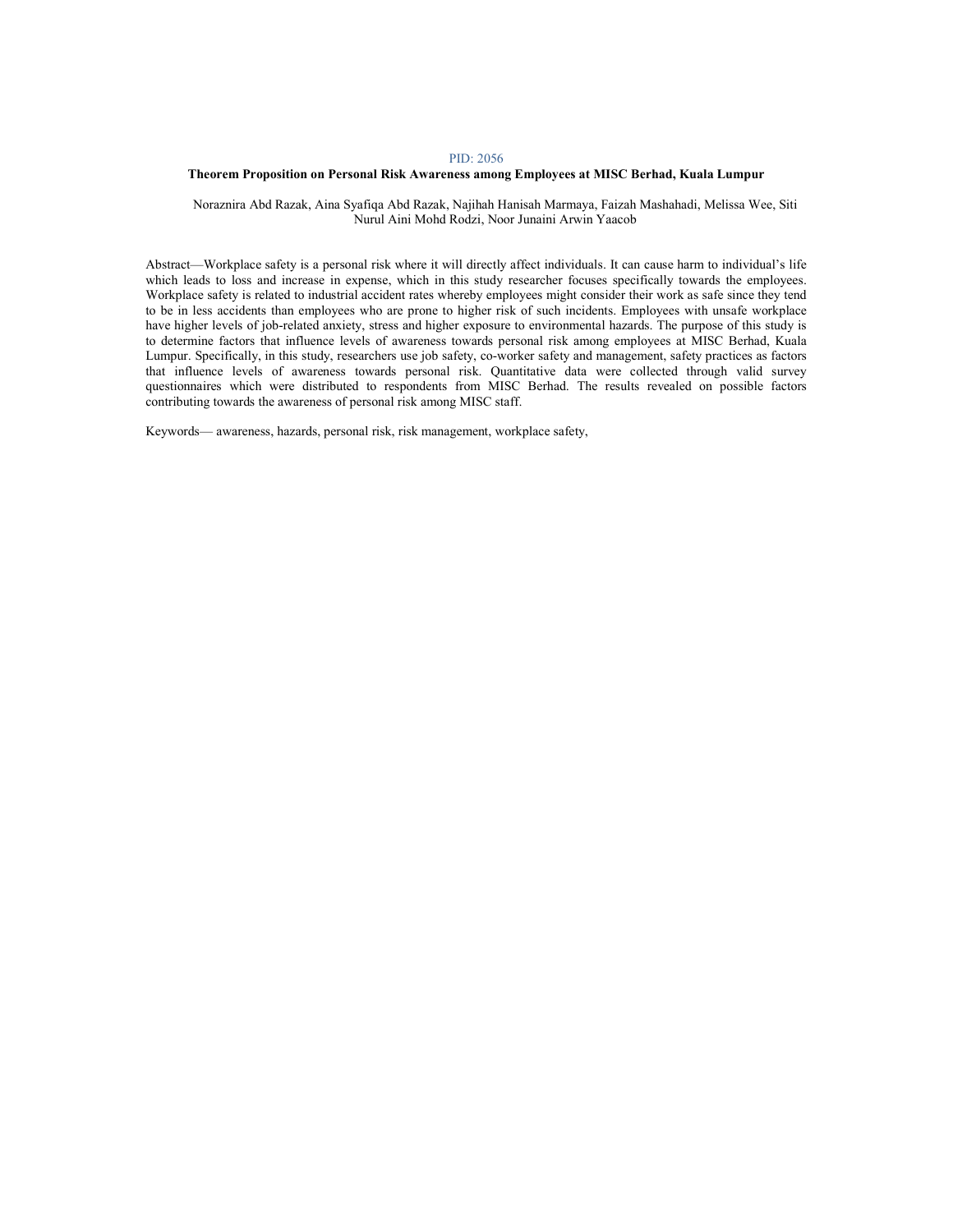PID: 2056

# Theorem Proposition on Personal Risk Awareness among Employees at MISC Berhad, Kuala Lumpur

Noraznira Abd Razak, Aina Syafiqa Abd Razak, Najihah Hanisah Marmaya, Faizah Mashahadi, Melissa Wee, Siti Nurul Aini Mohd Rodzi, Noor Junaini Arwin Yaacob

Abstract—Workplace safety is a personal risk where it will directly affect individuals. It can cause harm to individual's life which leads to loss and increase in expense, which in this study researcher focuses specifically towards the employees. Workplace safety is related to industrial accident rates whereby employees might consider their work as safe since they tend to be in less accidents than employees who are prone to higher risk of such incidents. Employees with unsafe workplace have higher levels of job-related anxiety, stress and higher exposure to environmental hazards. The purpose of this study is to determine factors that influence levels of awareness towards personal risk among employees at MISC Berhad, Kuala Lumpur. Specifically, in this study, researchers use job safety, co-worker safety and management, safety practices as factors that influence levels of awareness towards personal risk. Quantitative data were collected through valid survey questionnaires which were distributed to respondents from MISC Berhad. The results revealed on possible factors contributing towards the awareness of personal risk among MISC staff.

Keywords— awareness, hazards, personal risk, risk management, workplace safety,